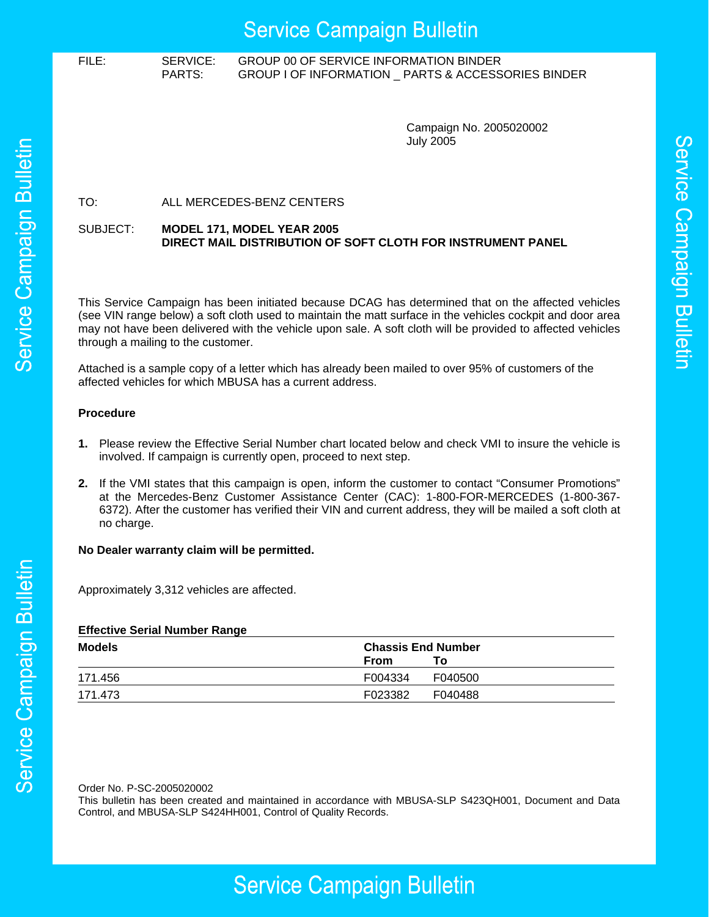# Service Campaign Bulletin

FILE: SERVICE: GROUP 00 OF SERVICE INFORMATION BINDER
PARTS: GROUP I OF INFORMATION _ PARTS & ACCESSORIES BINDER

Campaign No. 2005020002
July 2005

TO: ALL MERCEDES-BENZ CENTERS

SUBJECT: **MODEL 171, MODEL YEAR 2005**
**DIRECT MAIL DISTRIBUTION OF SOFT CLOTH FOR INSTRUMENT PANEL**

This Service Campaign has been initiated because DCAG has determined that on the affected vehicles (see VIN range below) a soft cloth used to maintain the matt surface in the vehicles cockpit and door area may not have been delivered with the vehicle upon sale. A soft cloth will be provided to affected vehicles through a mailing to the customer.

Attached is a sample copy of a letter which has already been mailed to over 95% of customers of the affected vehicles for which MBUSA has a current address.

**Procedure**

1. Please review the Effective Serial Number chart located below and check VMI to insure the vehicle is involved. If campaign is currently open, proceed to next step.

2. If the VMI states that this campaign is open, inform the customer to contact "Consumer Promotions" at the Mercedes-Benz Customer Assistance Center (CAC): 1-800-FOR-MERCEDES (1-800-367-6372). After the customer has verified their VIN and current address, they will be mailed a soft cloth at no charge.

**No Dealer warranty claim will be permitted.**

Approximately 3,312 vehicles are affected.

**Effective Serial Number Range**

| Models | Chassis End Number | |
|---|---|---|
| | **From** | **To** |
| 171.456 | F004334 | F040500 |
| 171.473 | F023382 | F040488 |

Order No. P-SC-2005020002
This bulletin has been created and maintained in accordance with MBUSA-SLP S423QH001, Document and Data Control, and MBUSA-SLP S424HH001, Control of Quality Records.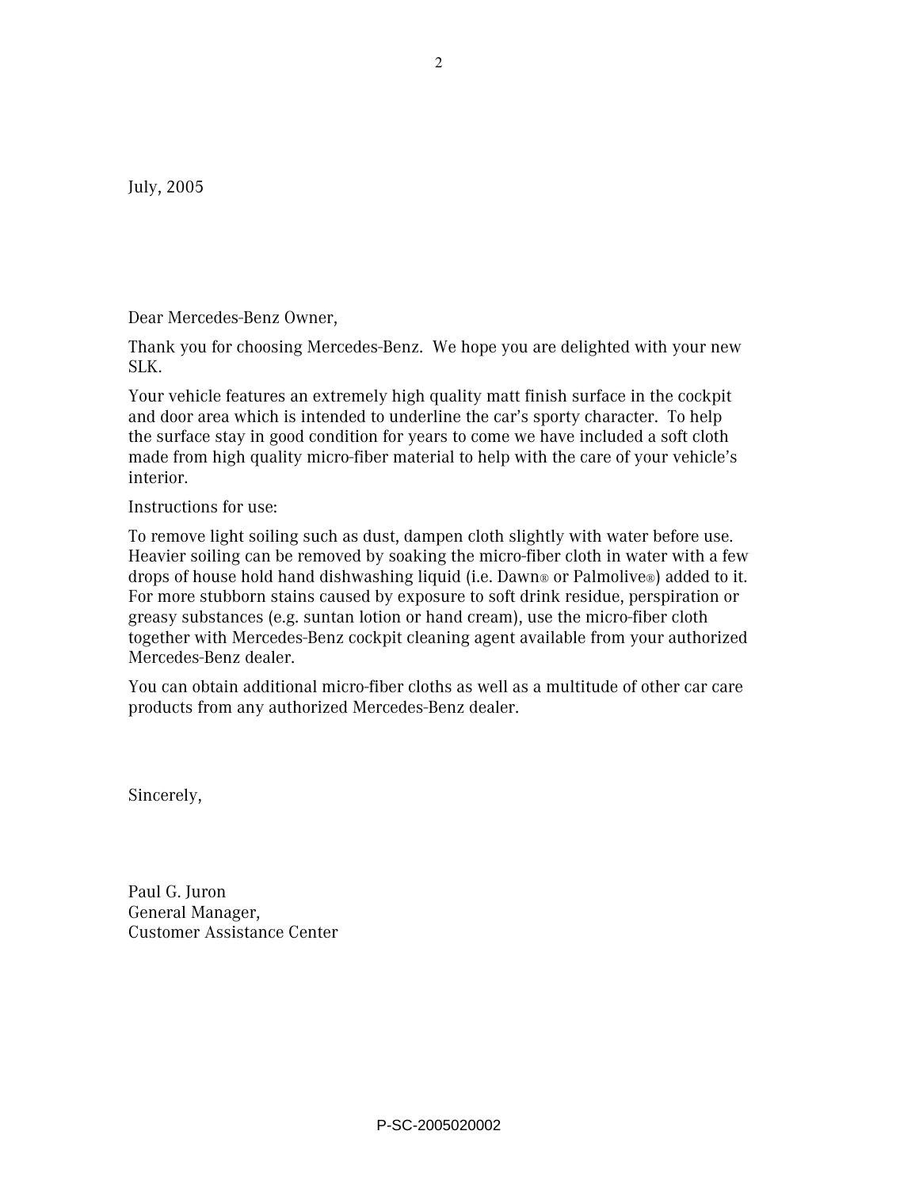July, 2005

Dear Mercedes-Benz Owner,

Thank you for choosing Mercedes-Benz. We hope you are delighted with your new SLK.

Your vehicle features an extremely high quality matt finish surface in the cockpit and door area which is intended to underline the car's sporty character. To help the surface stay in good condition for years to come we have included a soft cloth made from high quality micro-fiber material to help with the care of your vehicle's interior.

Instructions for use:

To remove light soiling such as dust, dampen cloth slightly with water before use. Heavier soiling can be removed by soaking the micro-fiber cloth in water with a few drops of house hold hand dishwashing liquid (i.e. Dawn® or Palmolive®) added to it. For more stubborn stains caused by exposure to soft drink residue, perspiration or greasy substances (e.g. suntan lotion or hand cream), use the micro-fiber cloth together with Mercedes-Benz cockpit cleaning agent available from your authorized Mercedes-Benz dealer.

You can obtain additional micro-fiber cloths as well as a multitude of other car care products from any authorized Mercedes-Benz dealer.

Sincerely,

Paul G. Juron  
General Manager,  
Customer Assistance Center

P-SC-2005020002